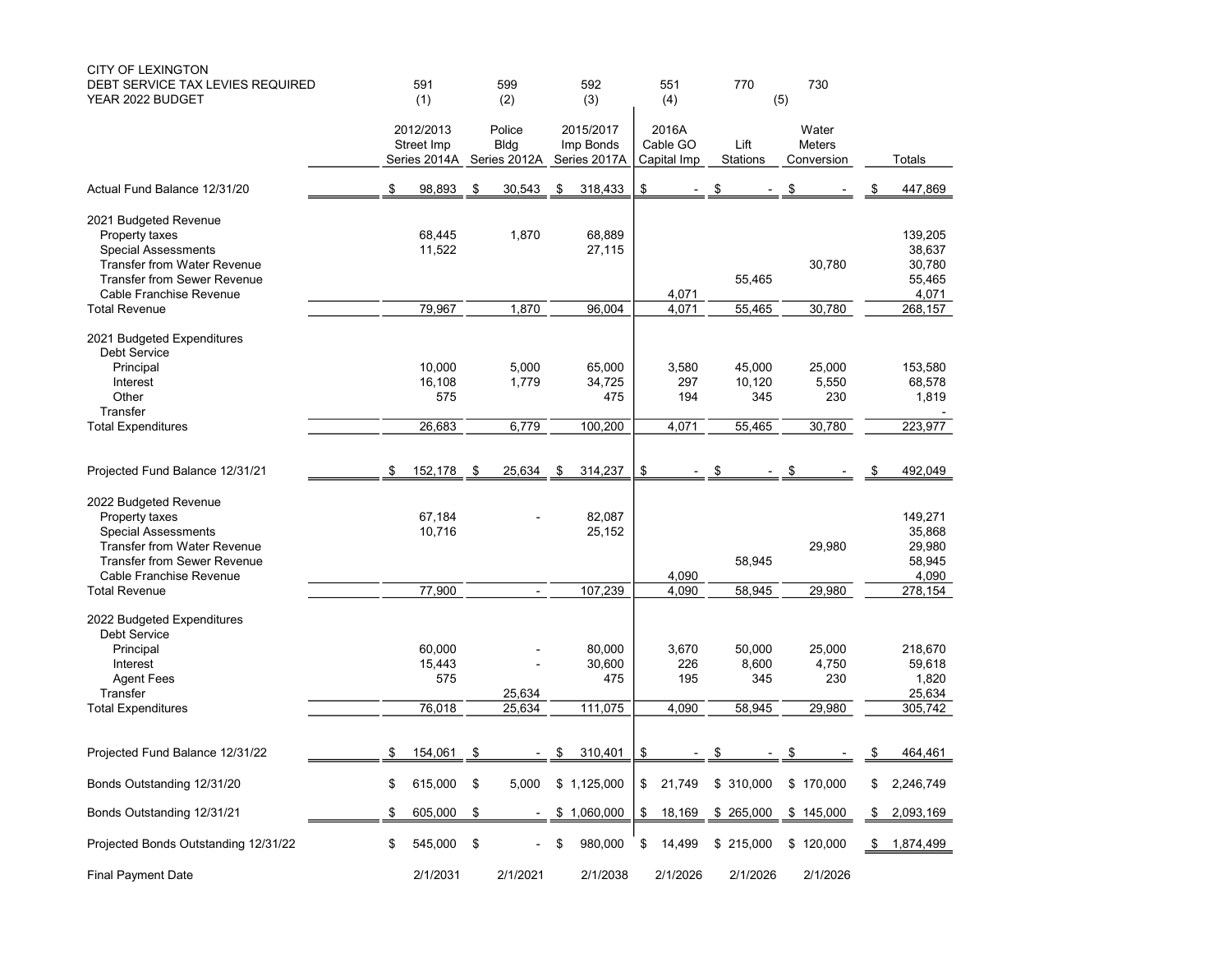CITY OF LEXINGTON
DEBT SERVICE TAX LEVIES REQUIRED
YEAR 2022 BUDGET

| | 591 (1) | 599 (2) | 592 (3) | 551 (4) | 770 (5) | 730 | |
|---|---|---|---|---|---|---|---|
| | 2012/2013 Street Imp Series 2014A | Police Bldg Series 2012A | 2015/2017 Imp Bonds Series 2017A | 2016A Cable GO Capital Imp | Lift Stations | Water Meters Conversion | Totals |
| Actual Fund Balance 12/31/20 | $ 98,893 | $ 30,543 | $ 318,433 | $ - | $ - | $ - | $ 447,869 |
| **2021 Budgeted Revenue** | | | | | | | |
| Property taxes | 68,445 | 1,870 | 68,889 | | | | 139,205 |
| Special Assessments | 11,522 | | 27,115 | | | | 38,637 |
| Transfer from Water Revenue | | | | | | 30,780 | 30,780 |
| Transfer from Sewer Revenue | | | | | 55,465 | | 55,465 |
| Cable Franchise Revenue | | | | 4,071 | | | 4,071 |
| Total Revenue | 79,967 | 1,870 | 96,004 | 4,071 | 55,465 | 30,780 | 268,157 |
| **2021 Budgeted Expenditures** | | | | | | | |
| Debt Service | | | | | | | |
| Principal | 10,000 | 5,000 | 65,000 | 3,580 | 45,000 | 25,000 | 153,580 |
| Interest | 16,108 | 1,779 | 34,725 | 297 | 10,120 | 5,550 | 68,578 |
| Other | 575 | | 475 | 194 | 345 | 230 | 1,819 |
| Transfer | | | | | | | - |
| Total Expenditures | 26,683 | 6,779 | 100,200 | 4,071 | 55,465 | 30,780 | 223,977 |
| Projected Fund Balance 12/31/21 | $ 152,178 | $ 25,634 | $ 314,237 | $ - | $ - | $ - | $ 492,049 |
| **2022 Budgeted Revenue** | | | | | | | |
| Property taxes | 67,184 | - | 82,087 | | | | 149,271 |
| Special Assessments | 10,716 | | 25,152 | | | | 35,868 |
| Transfer from Water Revenue | | | | | | 29,980 | 29,980 |
| Transfer from Sewer Revenue | | | | | 58,945 | | 58,945 |
| Cable Franchise Revenue | | | | 4,090 | | | 4,090 |
| Total Revenue | 77,900 | - | 107,239 | 4,090 | 58,945 | 29,980 | 278,154 |
| **2022 Budgeted Expenditures** | | | | | | | |
| Debt Service | | | | | | | |
| Principal | 60,000 | - | 80,000 | 3,670 | 50,000 | 25,000 | 218,670 |
| Interest | 15,443 | - | 30,600 | 226 | 8,600 | 4,750 | 59,618 |
| Agent Fees | 575 | | 475 | 195 | 345 | 230 | 1,820 |
| Transfer | | 25,634 | | | | | 25,634 |
| Total Expenditures | 76,018 | 25,634 | 111,075 | 4,090 | 58,945 | 29,980 | 305,742 |
| Projected Fund Balance 12/31/22 | $ 154,061 | $ - | $ 310,401 | $ - | $ - | $ - | $ 464,461 |
| Bonds Outstanding 12/31/20 | $ 615,000 | $ 5,000 | $ 1,125,000 | $ 21,749 | $ 310,000 | $ 170,000 | $ 2,246,749 |
| Bonds Outstanding 12/31/21 | $ 605,000 | $ - | $ 1,060,000 | $ 18,169 | $ 265,000 | $ 145,000 | $ 2,093,169 |
| Projected Bonds Outstanding 12/31/22 | $ 545,000 | $ - | $ 980,000 | $ 14,499 | $ 215,000 | $ 120,000 | $ 1,874,499 |
| Final Payment Date | 2/1/2031 | 2/1/2021 | 2/1/2038 | 2/1/2026 | 2/1/2026 | 2/1/2026 | |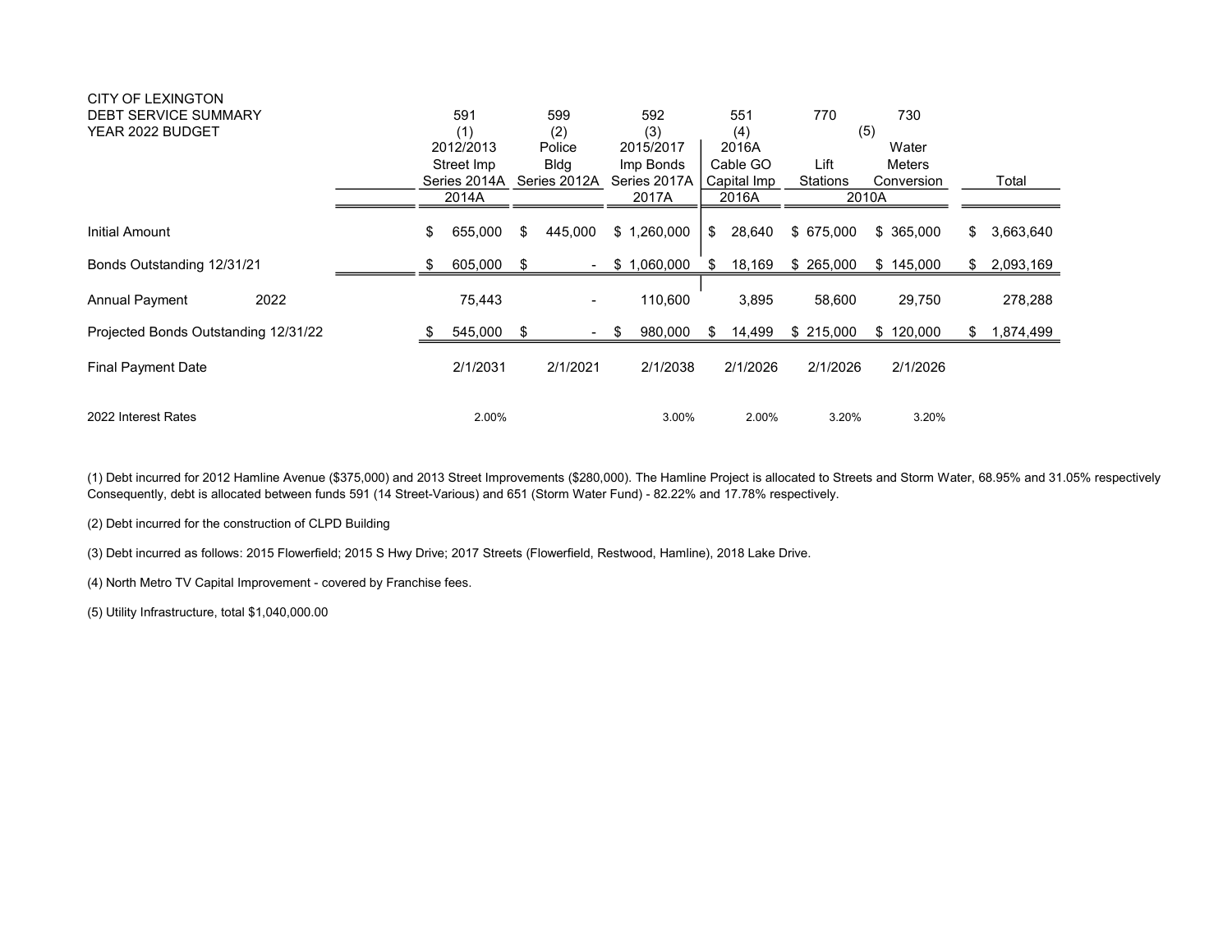CITY OF LEXINGTON
DEBT SERVICE SUMMARY
YEAR 2022 BUDGET

| | 591 | 599 | 592 | 551 | 770 | 730 | |
|---|---|---|---|---|---|---|---|
| | (1) | (2) | (3) | (4) | (5) | | |
| | 2012/2013 Street Imp Series 2014A | Police Bldg Series 2012A | 2015/2017 Imp Bonds Series 2017A | 2016A Cable GO Capital Imp | Lift Stations | Water Meters Conversion | Total |
| | 2014A | | 2017A | 2016A | 2010A | | |
| Initial Amount | $ 655,000 | $ 445,000 | $ 1,260,000 | $ 28,640 | $ 675,000 | $ 365,000 | $ 3,663,640 |
| Bonds Outstanding 12/31/21 | $ 605,000 | $ - | $ 1,060,000 | $ 18,169 | $ 265,000 | $ 145,000 | $ 2,093,169 |
| Annual Payment 2022 | 75,443 | - | 110,600 | 3,895 | 58,600 | 29,750 | 278,288 |
| Projected Bonds Outstanding 12/31/22 | $ 545,000 | $ - | $ 980,000 | $ 14,499 | $ 215,000 | $ 120,000 | $ 1,874,499 |
| Final Payment Date | 2/1/2031 | 2/1/2021 | 2/1/2038 | 2/1/2026 | 2/1/2026 | 2/1/2026 | |
| 2022 Interest Rates | 2.00% | | 3.00% | 2.00% | 3.20% | 3.20% | |

(1) Debt incurred for 2012 Hamline Avenue ($375,000) and 2013 Street Improvements ($280,000). The Hamline Project is allocated to Streets and Storm Water, 68.95% and 31.05% respectively Consequently, debt is allocated between funds 591 (14 Street-Various) and 651 (Storm Water Fund) - 82.22% and 17.78% respectively.

(2) Debt incurred for the construction of CLPD Building

(3) Debt incurred as follows: 2015 Flowerfield; 2015 S Hwy Drive; 2017 Streets (Flowerfield, Restwood, Hamline), 2018 Lake Drive.

(4) North Metro TV Capital Improvement - covered by Franchise fees.

(5) Utility Infrastructure, total $1,040,000.00